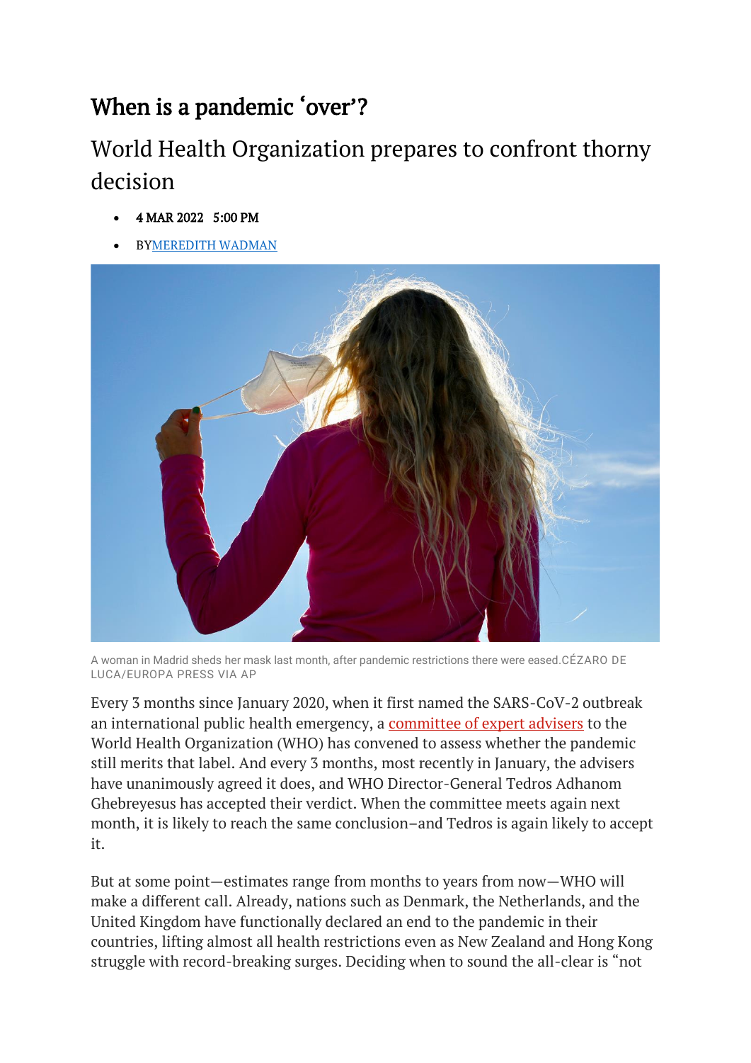# When is a pandemic 'over'?

## World Health Organization prepares to confront thorny decision

- 4 MAR 2022 5:00 PM
- BYMEREDITH WADMAN

A woman in Madrid sheds her mask last month, after pandemic restrictions there were eased.CÉZARO DE LUCA/EUROPA PRESS VIA AP

Every 3 months since January 2020, when it first named the SARS-CoV-2 outbreak an international public health emergency, a committee of expert advisers to the World Health Organization (WHO) has convened to assess whether the pandemic still merits that label. And every 3 months, most recently in January, the advisers have unanimously agreed it does, and WHO Director-General Tedros Adhanom Ghebreyesus has accepted their verdict. When the committee meets again next month, it is likely to reach the same conclusion–and Tedros is again likely to accept it.

But at some point—estimates range from months to years from now—WHO will make a different call. Already, nations such as Denmark, the Netherlands, and the United Kingdom have functionally declared an end to the pandemic in their countries, lifting almost all health restrictions even as New Zealand and Hong Kong struggle with record-breaking surges. Deciding when to sound the all-clear is "not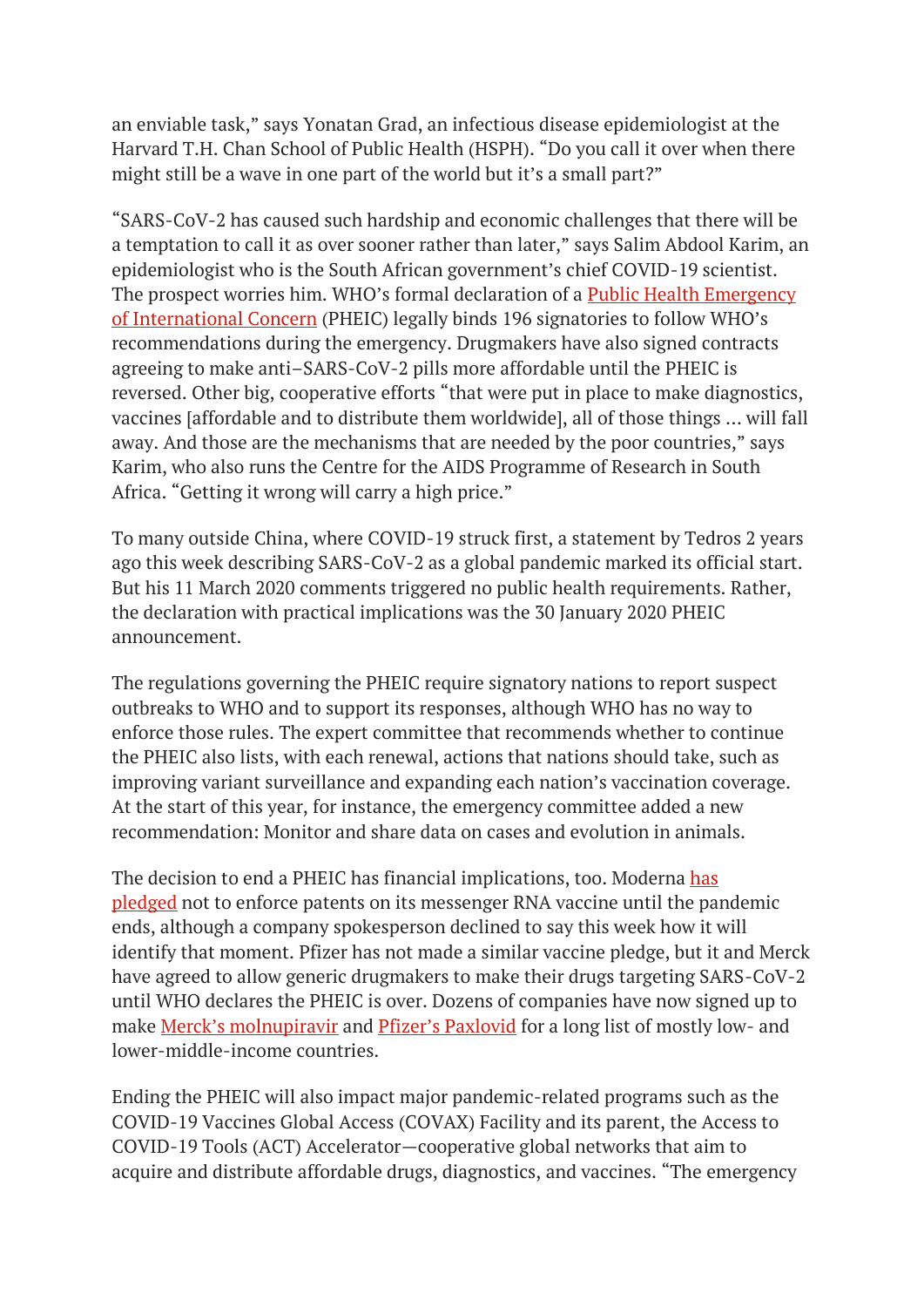an enviable task," says Yonatan Grad, an infectious disease epidemiologist at the Harvard T.H. Chan School of Public Health (HSPH). "Do you call it over when there might still be a wave in one part of the world but it's a small part?"

"SARS-CoV-2 has caused such hardship and economic challenges that there will be a temptation to call it as over sooner rather than later," says Salim Abdool Karim, an epidemiologist who is the South African government's chief COVID-19 scientist. The prospect worries him. WHO's formal declaration of a [Public Health Emergency of International Concern](#) (PHEIC) legally binds 196 signatories to follow WHO's recommendations during the emergency. Drugmakers have also signed contracts agreeing to make anti–SARS-CoV-2 pills more affordable until the PHEIC is reversed. Other big, cooperative efforts "that were put in place to make diagnostics, vaccines [affordable and to distribute them worldwide], all of those things ... will fall away. And those are the mechanisms that are needed by the poor countries," says Karim, who also runs the Centre for the AIDS Programme of Research in South Africa. "Getting it wrong will carry a high price."

To many outside China, where COVID-19 struck first, a statement by Tedros 2 years ago this week describing SARS-CoV-2 as a global pandemic marked its official start. But his 11 March 2020 comments triggered no public health requirements. Rather, the declaration with practical implications was the 30 January 2020 PHEIC announcement.

The regulations governing the PHEIC require signatory nations to report suspect outbreaks to WHO and to support its responses, although WHO has no way to enforce those rules. The expert committee that recommends whether to continue the PHEIC also lists, with each renewal, actions that nations should take, such as improving variant surveillance and expanding each nation's vaccination coverage. At the start of this year, for instance, the emergency committee added a new recommendation: Monitor and share data on cases and evolution in animals.

The decision to end a PHEIC has financial implications, too. Moderna [has pledged](#) not to enforce patents on its messenger RNA vaccine until the pandemic ends, although a company spokesperson declined to say this week how it will identify that moment. Pfizer has not made a similar vaccine pledge, but it and Merck have agreed to allow generic drugmakers to make their drugs targeting SARS-CoV-2 until WHO declares the PHEIC is over. Dozens of companies have now signed up to make [Merck's molnupiravir](#) and [Pfizer's Paxlovid](#) for a long list of mostly low- and lower-middle-income countries.

Ending the PHEIC will also impact major pandemic-related programs such as the COVID-19 Vaccines Global Access (COVAX) Facility and its parent, the Access to COVID-19 Tools (ACT) Accelerator—cooperative global networks that aim to acquire and distribute affordable drugs, diagnostics, and vaccines. "The emergency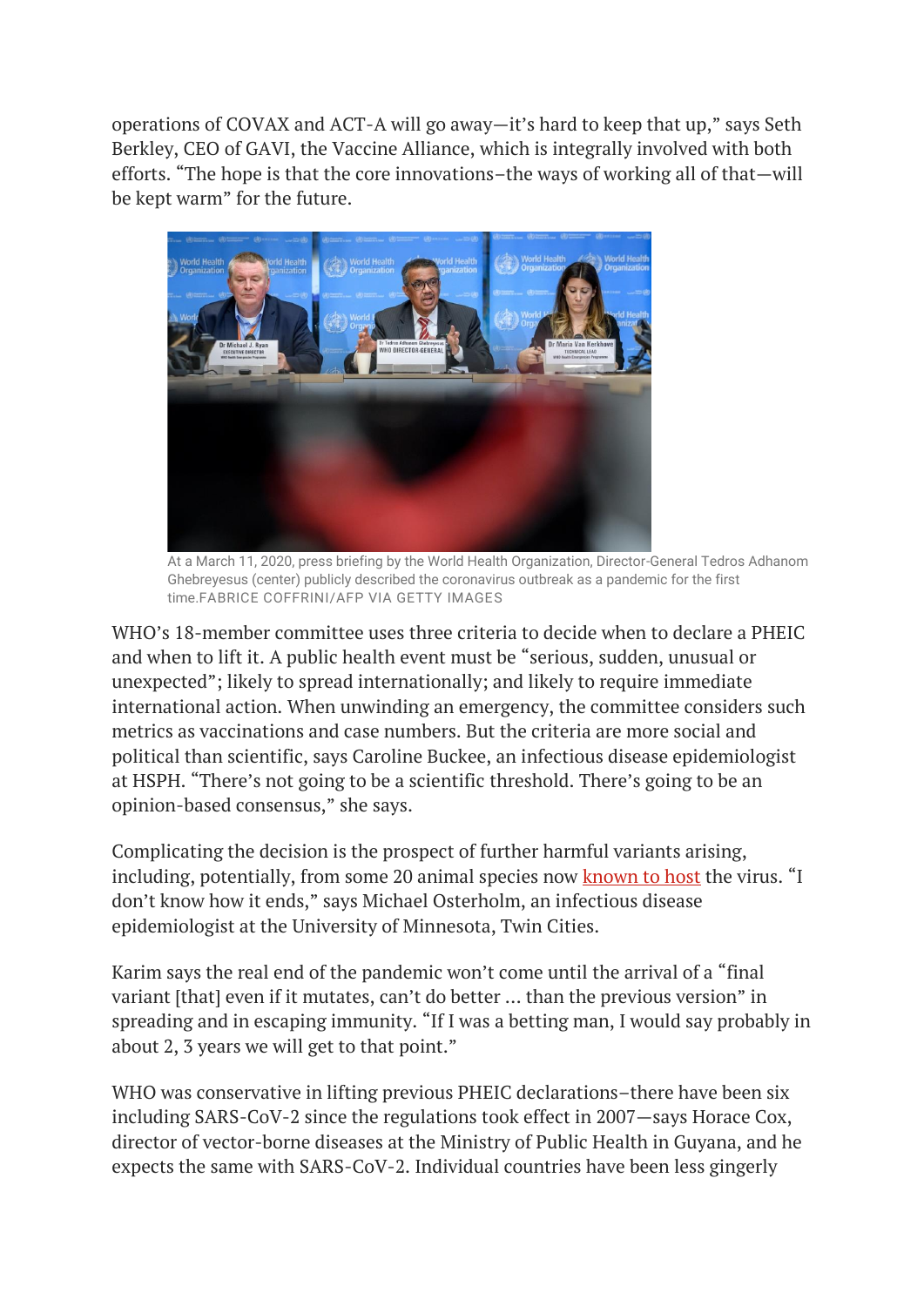operations of COVAX and ACT-A will go away—it's hard to keep that up," says Seth Berkley, CEO of GAVI, the Vaccine Alliance, which is integrally involved with both efforts. "The hope is that the core innovations–the ways of working all of that—will be kept warm" for the future.

At a March 11, 2020, press briefing by the World Health Organization, Director-General Tedros Adhanom Ghebreyesus (center) publicly described the coronavirus outbreak as a pandemic for the first time.FABRICE COFFRINI/AFP VIA GETTY IMAGES

WHO's 18-member committee uses three criteria to decide when to declare a PHEIC and when to lift it. A public health event must be "serious, sudden, unusual or unexpected"; likely to spread internationally; and likely to require immediate international action. When unwinding an emergency, the committee considers such metrics as vaccinations and case numbers. But the criteria are more social and political than scientific, says Caroline Buckee, an infectious disease epidemiologist at HSPH. "There's not going to be a scientific threshold. There's going to be an opinion-based consensus," she says.

Complicating the decision is the prospect of further harmful variants arising, including, potentially, from some 20 animal species now known to host the virus. "I don't know how it ends," says Michael Osterholm, an infectious disease epidemiologist at the University of Minnesota, Twin Cities.

Karim says the real end of the pandemic won't come until the arrival of a "final variant [that] even if it mutates, can't do better ... than the previous version" in spreading and in escaping immunity. "If I was a betting man, I would say probably in about 2, 3 years we will get to that point."

WHO was conservative in lifting previous PHEIC declarations–there have been six including SARS-CoV-2 since the regulations took effect in 2007—says Horace Cox, director of vector-borne diseases at the Ministry of Public Health in Guyana, and he expects the same with SARS-CoV-2. Individual countries have been less gingerly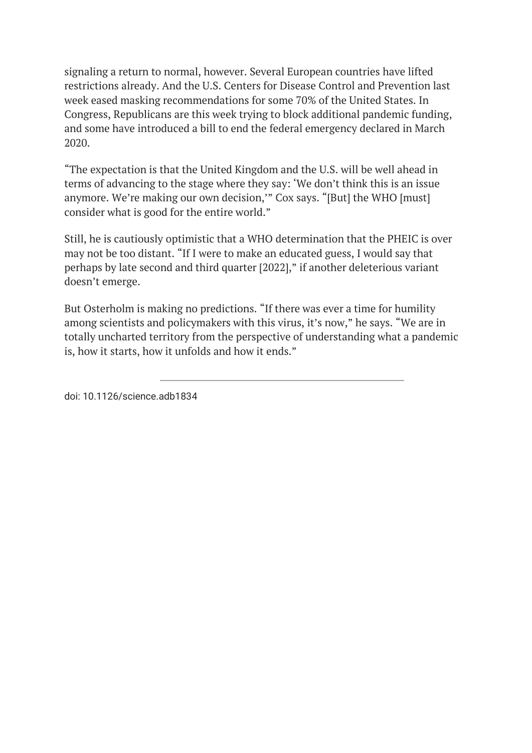signaling a return to normal, however. Several European countries have lifted restrictions already. And the U.S. Centers for Disease Control and Prevention last week eased masking recommendations for some 70% of the United States. In Congress, Republicans are this week trying to block additional pandemic funding, and some have introduced a bill to end the federal emergency declared in March 2020.

“The expectation is that the United Kingdom and the U.S. will be well ahead in terms of advancing to the stage where they say: ‘We don’t think this is an issue anymore. We’re making our own decision,’” Cox says. “[But] the WHO [must] consider what is good for the entire world.”

Still, he is cautiously optimistic that a WHO determination that the PHEIC is over may not be too distant. “If I were to make an educated guess, I would say that perhaps by late second and third quarter [2022],” if another deleterious variant doesn’t emerge.

But Osterholm is making no predictions. “If there was ever a time for humility among scientists and policymakers with this virus, it’s now,” he says. “We are in totally uncharted territory from the perspective of understanding what a pandemic is, how it starts, how it unfolds and how it ends.”

---

doi: 10.1126/science.adb1834